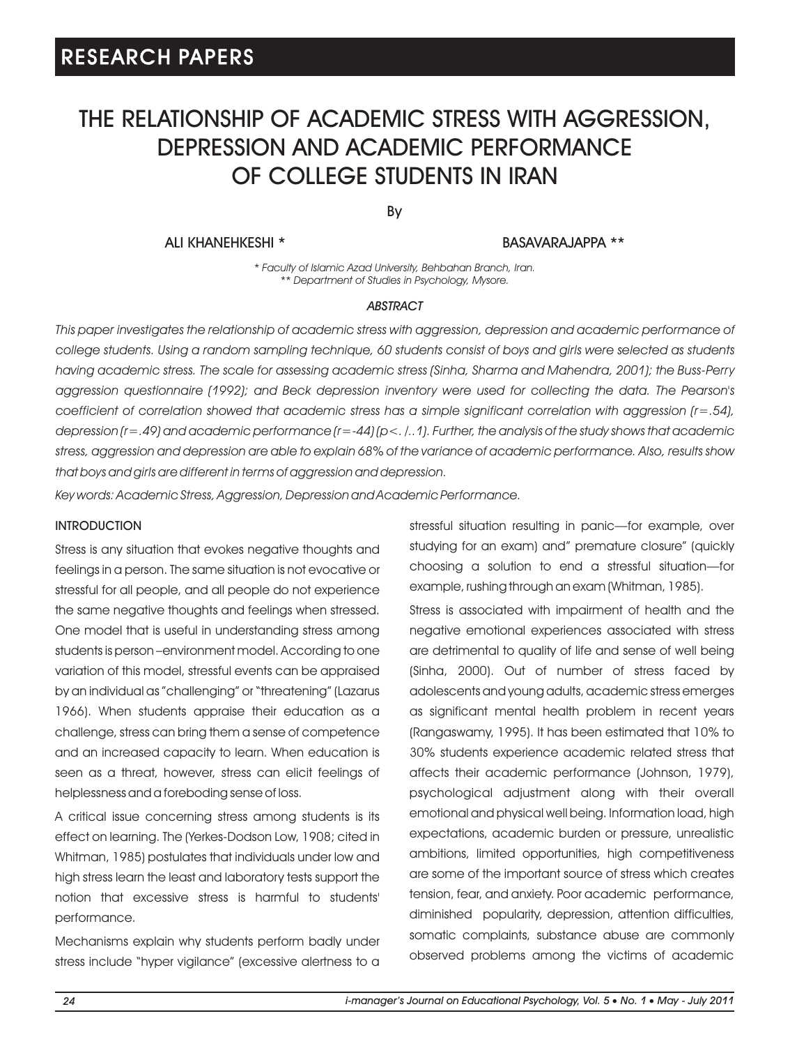RESEARCH PAPERS

# THE RELATIONSHIP OF ACADEMIC STRESS WITH AGGRESSION, DEPRESSION AND ACADEMIC PERFORMANCE OF COLLEGE STUDENTS IN IRAN

By

ALI KHANEHKESHI * BASAVARAJAPPA **

*\* Faculty of Islamic Azad University, Behbahan Branch, Iran.*
*\*\* Department of Studies in Psychology, Mysore.*

### *ABSTRACT*

*This paper investigates the relationship of academic stress with aggression, depression and academic performance of college students. Using a random sampling technique, 60 students consist of boys and girls were selected as students having academic stress. The scale for assessing academic stress (Sinha, Sharma and Mahendra, 2001); the Buss-Perry aggression questionnaire (1992); and Beck depression inventory were used for collecting the data. The Pearson's coefficient of correlation showed that academic stress has a simple significant correlation with aggression ($r=.54$), depression ($r=.49$) and academic performance ($r=-44$) ($p<. /..1$). Further, the analysis of the study shows that academic stress, aggression and depression are able to explain 68% of the variance of academic performance. Also, results show that boys and girls are different in terms of aggression and depression.*

*Key words: Academic Stress, Aggression, Depression and Academic Performance.*

## INTRODUCTION

Stress is any situation that evokes negative thoughts and feelings in a person. The same situation is not evocative or stressful for all people, and all people do not experience the same negative thoughts and feelings when stressed. One model that is useful in understanding stress among students is person –environment model. According to one variation of this model, stressful events can be appraised by an individual as "challenging" or "threatening" (Lazarus 1966). When students appraise their education as a challenge, stress can bring them a sense of competence and an increased capacity to learn. When education is seen as a threat, however, stress can elicit feelings of helplessness and a foreboding sense of loss.

A critical issue concerning stress among students is its effect on learning. The (Yerkes-Dodson Low, 1908; cited in Whitman, 1985) postulates that individuals under low and high stress learn the least and laboratory tests support the notion that excessive stress is harmful to students' performance.

Mechanisms explain why students perform badly under stress include "hyper vigilance" (excessive alertness to a stressful situation resulting in panic—for example, over studying for an exam) and" premature closure" (quickly choosing a solution to end a stressful situation—for example, rushing through an exam (Whitman, 1985).

Stress is associated with impairment of health and the negative emotional experiences associated with stress are detrimental to quality of life and sense of well being (Sinha, 2000). Out of number of stress faced by adolescents and young adults, academic stress emerges as significant mental health problem in recent years (Rangaswamy, 1995). It has been estimated that 10% to 30% students experience academic related stress that affects their academic performance (Johnson, 1979), psychological adjustment along with their overall emotional and physical well being. Information load, high expectations, academic burden or pressure, unrealistic ambitions, limited opportunities, high competitiveness are some of the important source of stress which creates tension, fear, and anxiety. Poor academic performance, diminished popularity, depression, attention difficulties, somatic complaints, substance abuse are commonly observed problems among the victims of academic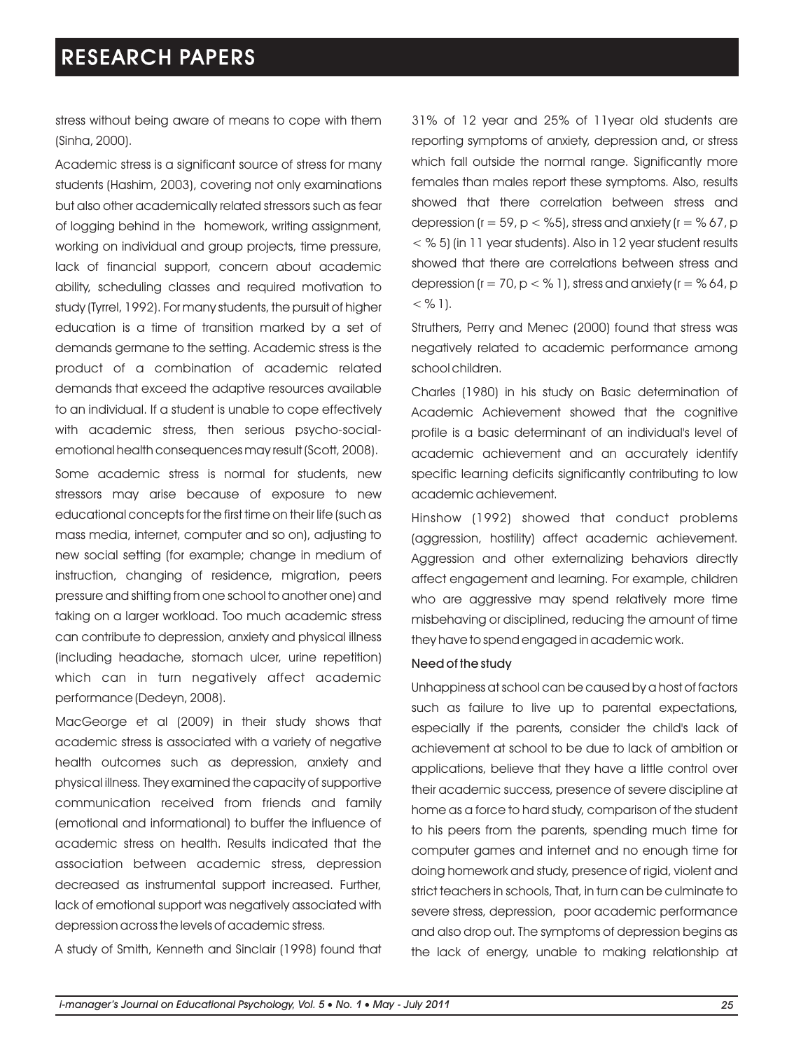stress without being aware of means to cope with them (Sinha, 2000).

Academic stress is a significant source of stress for many students (Hashim, 2003), covering not only examinations but also other academically related stressors such as fear of logging behind in the homework, writing assignment, working on individual and group projects, time pressure, lack of financial support, concern about academic ability, scheduling classes and required motivation to study (Tyrrel, 1992). For many students, the pursuit of higher education is a time of transition marked by a set of demands germane to the setting. Academic stress is the product of a combination of academic related demands that exceed the adaptive resources available to an individual. If a student is unable to cope effectively with academic stress, then serious psycho-social-emotional health consequences may result (Scott, 2008).

Some academic stress is normal for students, new stressors may arise because of exposure to new educational concepts for the first time on their life (such as mass media, internet, computer and so on), adjusting to new social setting (for example; change in medium of instruction, changing of residence, migration, peers pressure and shifting from one school to another one) and taking on a larger workload. Too much academic stress can contribute to depression, anxiety and physical illness (including headache, stomach ulcer, urine repetition) which can in turn negatively affect academic performance (Dedeyn, 2008).

MacGeorge et al (2009) in their study shows that academic stress is associated with a variety of negative health outcomes such as depression, anxiety and physical illness. They examined the capacity of supportive communication received from friends and family (emotional and informational) to buffer the influence of academic stress on health. Results indicated that the association between academic stress, depression decreased as instrumental support increased. Further, lack of emotional support was negatively associated with depression across the levels of academic stress.

A study of Smith, Kenneth and Sinclair (1998) found that 31% of 12 year and 25% of 11year old students are reporting symptoms of anxiety, depression and, or stress which fall outside the normal range. Significantly more females than males report these symptoms. Also, results showed that there correlation between stress and depression ($r = 59$, $p < \%5$), stress and anxiety ($r = \%67$, $p < \%5$) (in 11 year students). Also in 12 year student results showed that there are correlations between stress and depression ($r = 70$, $p < \%1$), stress and anxiety ($r = \%64$, $p < \%1$).

Struthers, Perry and Menec (2000) found that stress was negatively related to academic performance among school children.

Charles (1980) in his study on Basic determination of Academic Achievement showed that the cognitive profile is a basic determinant of an individual's level of academic achievement and an accurately identify specific learning deficits significantly contributing to low academic achievement.

Hinshow (1992) showed that conduct problems (aggression, hostility) affect academic achievement. Aggression and other externalizing behaviors directly affect engagement and learning. For example, children who are aggressive may spend relatively more time misbehaving or disciplined, reducing the amount of time they have to spend engaged in academic work.

### Need of the study

Unhappiness at school can be caused by a host of factors such as failure to live up to parental expectations, especially if the parents, consider the child's lack of achievement at school to be due to lack of ambition or applications, believe that they have a little control over their academic success, presence of severe discipline at home as a force to hard study, comparison of the student to his peers from the parents, spending much time for computer games and internet and no enough time for doing homework and study, presence of rigid, violent and strict teachers in schools, That, in turn can be culminate to severe stress, depression, poor academic performance and also drop out. The symptoms of depression begins as the lack of energy, unable to making relationship at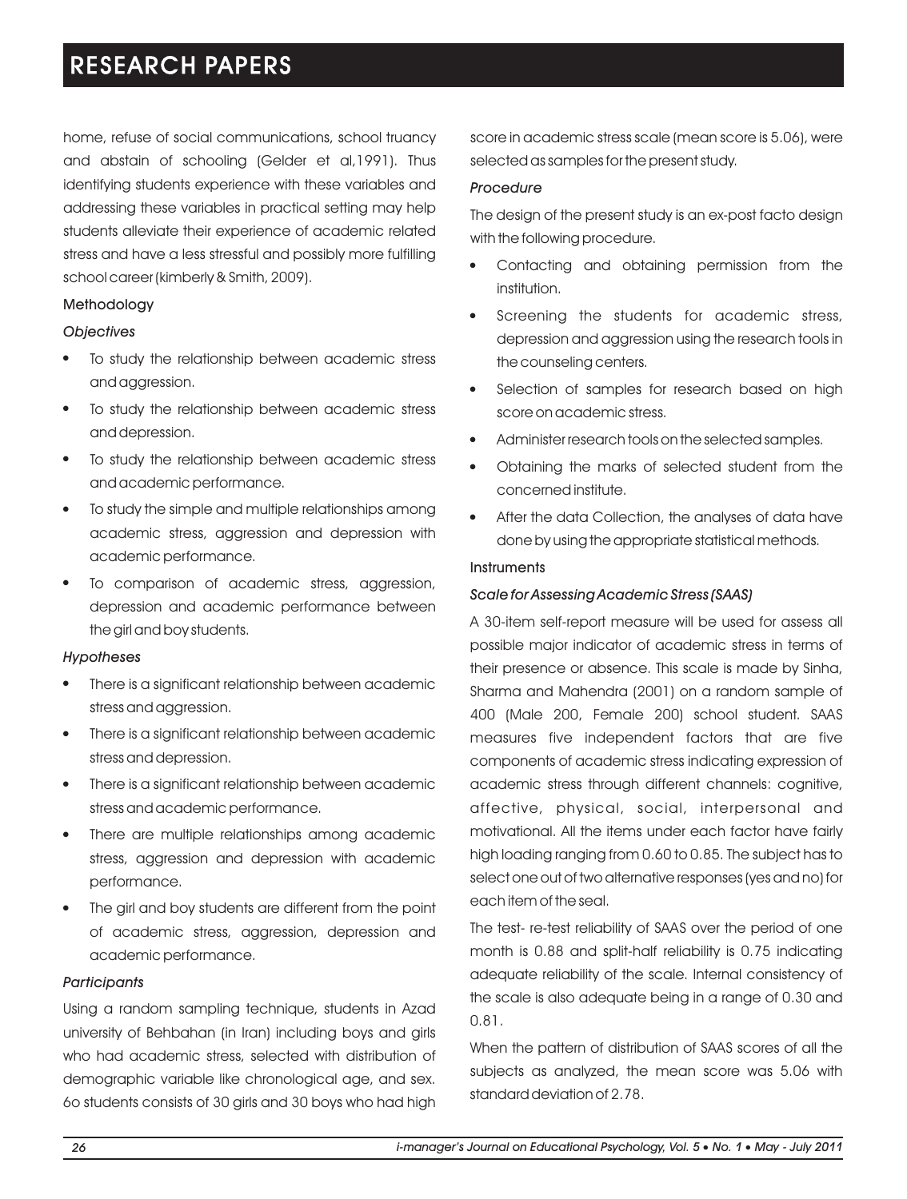home, refuse of social communications, school truancy and abstain of schooling (Gelder et al,1991). Thus identifying students experience with these variables and addressing these variables in practical setting may help students alleviate their experience of academic related stress and have a less stressful and possibly more fulfilling school career (kimberly & Smith, 2009).

## Methodology

### *Objectives*

- To study the relationship between academic stress and aggression.
- To study the relationship between academic stress and depression.
- To study the relationship between academic stress and academic performance.
- To study the simple and multiple relationships among academic stress, aggression and depression with academic performance.
- To comparison of academic stress, aggression, depression and academic performance between the girl and boy students.

### *Hypotheses*

- There is a significant relationship between academic stress and aggression.
- There is a significant relationship between academic stress and depression.
- There is a significant relationship between academic stress and academic performance.
- There are multiple relationships among academic stress, aggression and depression with academic performance.
- The girl and boy students are different from the point of academic stress, aggression, depression and academic performance.

### *Participants*

Using a random sampling technique, students in Azad university of Behbahan (in Iran) including boys and girls who had academic stress, selected with distribution of demographic variable like chronological age, and sex. 6o students consists of 30 girls and 30 boys who had high score in academic stress scale (mean score is 5.06), were selected as samples for the present study.

### *Procedure*

The design of the present study is an ex-post facto design with the following procedure.

- Contacting and obtaining permission from the institution.
- Screening the students for academic stress, depression and aggression using the research tools in the counseling centers.
- Selection of samples for research based on high score on academic stress.
- Administer research tools on the selected samples.
- Obtaining the marks of selected student from the concerned institute.
- After the data Collection, the analyses of data have done by using the appropriate statistical methods.

## Instruments

### *Scale for Assessing Academic Stress (SAAS)*

A 30-item self-report measure will be used for assess all possible major indicator of academic stress in terms of their presence or absence. This scale is made by Sinha, Sharma and Mahendra (2001) on a random sample of 400 (Male 200, Female 200) school student. SAAS measures five independent factors that are five components of academic stress indicating expression of academic stress through different channels: cognitive, affective, physical, social, interpersonal and motivational. All the items under each factor have fairly high loading ranging from 0.60 to 0.85. The subject has to select one out of two alternative responses (yes and no) for each item of the seal.

The test- re-test reliability of SAAS over the period of one month is 0.88 and split-half reliability is 0.75 indicating adequate reliability of the scale. Internal consistency of the scale is also adequate being in a range of 0.30 and 0.81.

When the pattern of distribution of SAAS scores of all the subjects as analyzed, the mean score was 5.06 with standard deviation of 2.78.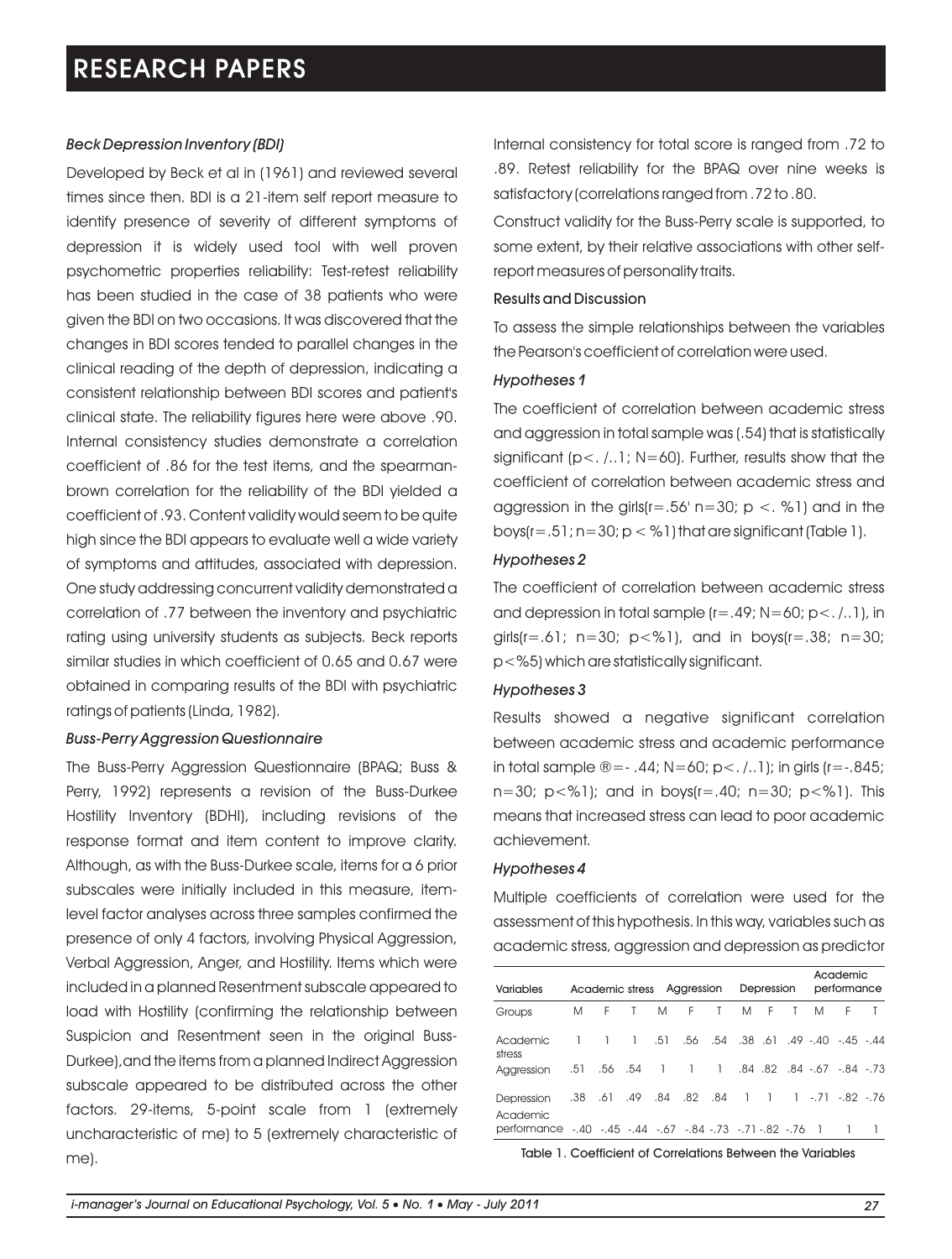### *Beck Depression Inventory (BDI)*

Developed by Beck et al in (1961) and reviewed several times since then. BDI is a 21-item self report measure to identify presence of severity of different symptoms of depression it is widely used tool with well proven psychometric properties reliability: Test-retest reliability has been studied in the case of 38 patients who were given the BDI on two occasions. It was discovered that the changes in BDI scores tended to parallel changes in the clinical reading of the depth of depression, indicating a consistent relationship between BDI scores and patient's clinical state. The reliability figures here were above .90. Internal consistency studies demonstrate a correlation coefficient of .86 for the test items, and the spearman-brown correlation for the reliability of the BDI yielded a coefficient of .93. Content validity would seem to be quite high since the BDI appears to evaluate well a wide variety of symptoms and attitudes, associated with depression. One study addressing concurrent validity demonstrated a correlation of .77 between the inventory and psychiatric rating using university students as subjects. Beck reports similar studies in which coefficient of 0.65 and 0.67 were obtained in comparing results of the BDI with psychiatric ratings of patients (Linda, 1982).

### *Buss-Perry Aggression Questionnaire*

The Buss-Perry Aggression Questionnaire (BPAQ; Buss & Perry, 1992) represents a revision of the Buss-Durkee Hostility Inventory (BDHI), including revisions of the response format and item content to improve clarity. Although, as with the Buss-Durkee scale, items for a 6 prior subscales were initially included in this measure, item-level factor analyses across three samples confirmed the presence of only 4 factors, involving Physical Aggression, Verbal Aggression, Anger, and Hostility. Items which were included in a planned Resentment subscale appeared to load with Hostility (confirming the relationship between Suspicion and Resentment seen in the original Buss-Durkee), and the items from a planned Indirect Aggression subscale appeared to be distributed across the other factors. 29-items, 5-point scale from 1 (extremely uncharacteristic of me) to 5 (extremely characteristic of me).

Internal consistency for total score is ranged from .72 to .89. Retest reliability for the BPAQ over nine weeks is satisfactory (correlations ranged from .72 to .80.

Construct validity for the Buss-Perry scale is supported, to some extent, by their relative associations with other self-report measures of personality traits.

## Results and Discussion

To assess the simple relationships between the variables the Pearson's coefficient of correlation were used.

### *Hypotheses 1*

The coefficient of correlation between academic stress and aggression in total sample was (.54) that is statistically significant (p<. /..1; N=60). Further, results show that the coefficient of correlation between academic stress and aggression in the girls(r=.56' n=30; p <. %1) and in the boys(r=.51; n=30; p < %1) that are significant (Table 1).

### *Hypotheses 2*

The coefficient of correlation between academic stress and depression in total sample (r=.49; N=60; p<. /..1), in girls(r=.61; n=30; p<%1), and in boys(r=.38; n=30; p<%5) which are statistically significant.

### *Hypotheses 3*

Results showed a negative significant correlation between academic stress and academic performance in total sample ®=- .44; N=60; p<. /..1); in girls (r=-.845; n=30; p<%1); and in boys(r=.40; n=30; p<%1). This means that increased stress can lead to poor academic achievement.

### *Hypotheses 4*

Multiple coefficients of correlation were used for the assessment of this hypothesis. In this way, variables such as academic stress, aggression and depression as predictor

| Variables | Academic stress | | | Aggression | | | Depression | | | Academic performance | | |
|---|---|---|---|---|---|---|---|---|---|---|---|---|
| Groups | M | F | T | M | F | T | M | F | T | M | F | T |
| Academic stress | 1 | 1 | 1 | .51 | .56 | .54 | .38 | .61 | .49 | -.40 | -.45 | -.44 |
| Aggression | .51 | .56 | .54 | 1 | 1 | 1 | .84 | .82 | .84 | -.67 | -.84 | -.73 |
| Depression | .38 | .61 | .49 | .84 | .82 | .84 | 1 | 1 | 1 | -.71 | -.82 | -.76 |
| Academic performance | -.40 | -.45 | -.44 | -.67 | -.84 | -.73 | -.71 | -.82 | -.76 | 1 | 1 | 1 |

Table 1. Coefficient of Correlations Between the Variables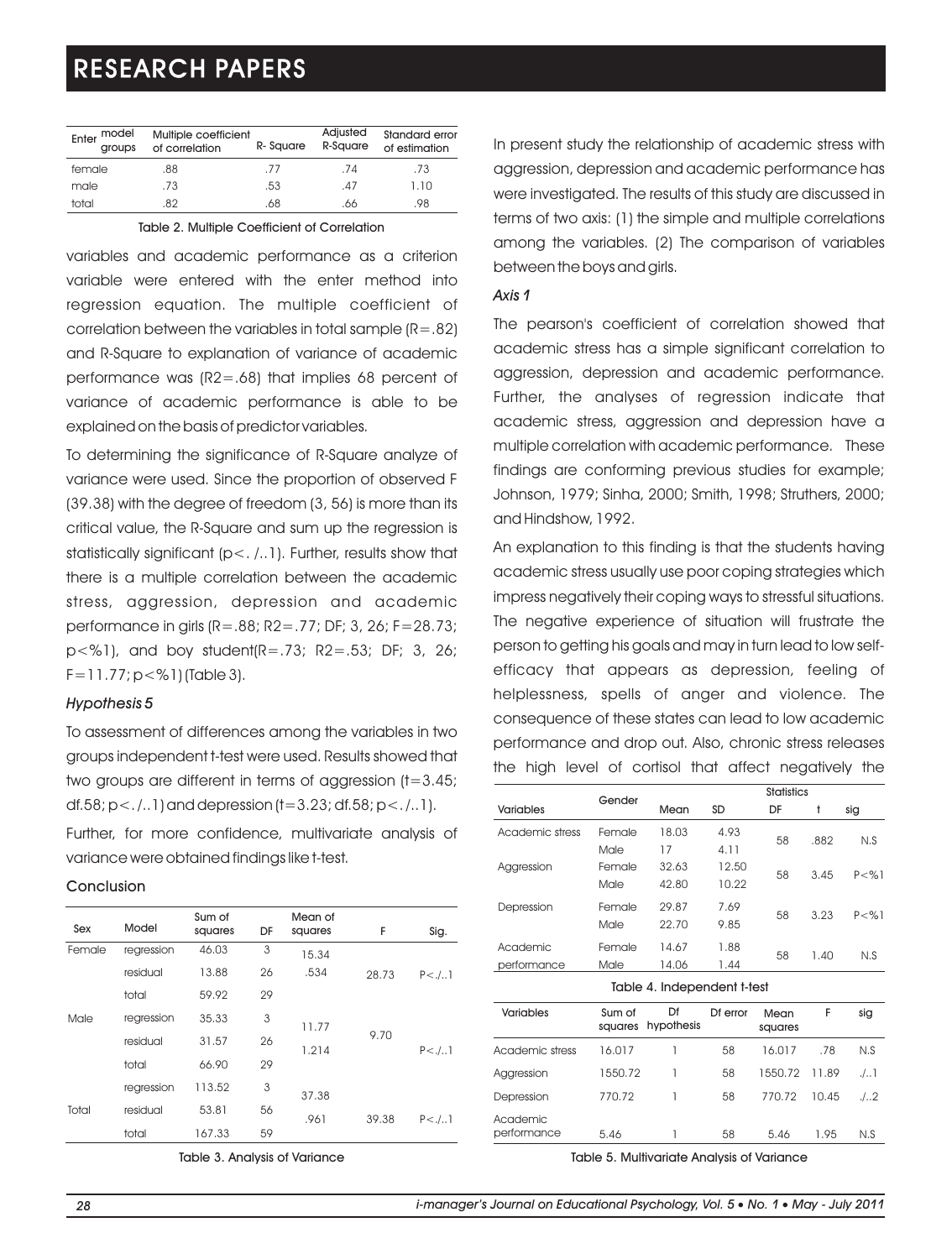| Enter model groups | Multiple coefficient of correlation | R- Square | Adjusted R-Square | Standard error of estimation |
|---|---|---|---|---|
| female | .88 | .77 | .74 | .73 |
| male | .73 | .53 | .47 | 1.10 |
| total | .82 | .68 | .66 | .98 |

Table 2. Multiple Coefficient of Correlation

variables and academic performance as a criterion variable were entered with the enter method into regression equation. The multiple coefficient of correlation between the variables in total sample (R=.82) and R-Square to explanation of variance of academic performance was ($R2=.68$) that implies 68 percent of variance of academic performance is able to be explained on the basis of predictor variables.

To determining the significance of R-Square analyze of variance were used. Since the proportion of observed F (39.38) with the degree of freedom (3, 56) is more than its critical value, the R-Square and sum up the regression is statistically significant (p<. /..1). Further, results show that there is a multiple correlation between the academic stress, aggression, depression and academic performance in girls (R=.88; R2=.77; DF; 3, 26; F=28.73; p<%1), and boy student(R=.73; R2=.53; DF; 3, 26; F=11.77; p<%1) (Table 3).

*Hypothesis 5*

To assessment of differences among the variables in two groups independent t-test were used. Results showed that two groups are different in terms of aggression (t=3.45; df.58; p<. /..1) and depression (t=3.23; df.58; p<. /..1).

Further, for more confidence, multivariate analysis of variance were obtained findings like t-test.

Conclusion

| Sex | Model | Sum of squares | DF | Mean of squares | F | Sig. |
|---|---|---|---|---|---|---|
| Female | regression | 46.03 | 3 | 15.34 | | |
| | residual | 13.88 | 26 | .534 | 28.73 | P<./..1 |
| | total | 59.92 | 29 | | | |
| Male | regression | 35.33 | 3 | 11.77 | 9.70 | |
| | residual | 31.57 | 26 | 1.214 | | P<./..1 |
| | total | 66.90 | 29 | | | |
| Total | regression | 113.52 | 3 | 37.38 | | |
| | residual | 53.81 | 56 | .961 | 39.38 | P<./..1 |
| | total | 167.33 | 59 | | | |

Table 3. Analysis of Variance

In present study the relationship of academic stress with aggression, depression and academic performance has were investigated. The results of this study are discussed in terms of two axis: (1) the simple and multiple correlations among the variables. (2) The comparison of variables between the boys and girls.

*Axis 1*

The pearson's coefficient of correlation showed that academic stress has a simple significant correlation to aggression, depression and academic performance. Further, the analyses of regression indicate that academic stress, aggression and depression have a multiple correlation with academic performance. These findings are conforming previous studies for example; Johnson, 1979; Sinha, 2000; Smith, 1998; Struthers, 2000; and Hindshow, 1992.

An explanation to this finding is that the students having academic stress usually use poor coping strategies which impress negatively their coping ways to stressful situations. The negative experience of situation will frustrate the person to getting his goals and may in turn lead to low self-efficacy that appears as depression, feeling of helplessness, spells of anger and violence. The consequence of these states can lead to low academic performance and drop out. Also, chronic stress releases the high level of cortisol that affect negatively the

| Variables | Gender | Mean | SD | DF | t | sig |
|---|---|---|---|---|---|---|
| Academic stress | Female | 18.03 | 4.93 | 58 | .882 | N.S |
| | Male | 17 | 4.11 | | | |
| Aggression | Female | 32.63 | 12.50 | 58 | 3.45 | P<%1 |
| | Male | 42.80 | 10.22 | | | |
| Depression | Female | 29.87 | 7.69 | 58 | 3.23 | P<%1 |
| | Male | 22.70 | 9.85 | | | |
| Academic performance | Female | 14.67 | 1.88 | 58 | 1.40 | N.S |
| | Male | 14.06 | 1.44 | | | |

Table 4. Independent t-test

| Variables | Sum of squares | Df hypothesis | Df error | Mean squares | F | sig |
|---|---|---|---|---|---|---|
| Academic stress | 16.017 | 1 | 58 | 16.017 | .78 | N.S |
| Aggression | 1550.72 | 1 | 58 | 1550.72 | 11.89 | ./..1 |
| Depression | 770.72 | 1 | 58 | 770.72 | 10.45 | ./..2 |
| Academic performance | 5.46 | 1 | 58 | 5.46 | 1.95 | N.S |

Table 5. Multivariate Analysis of Variance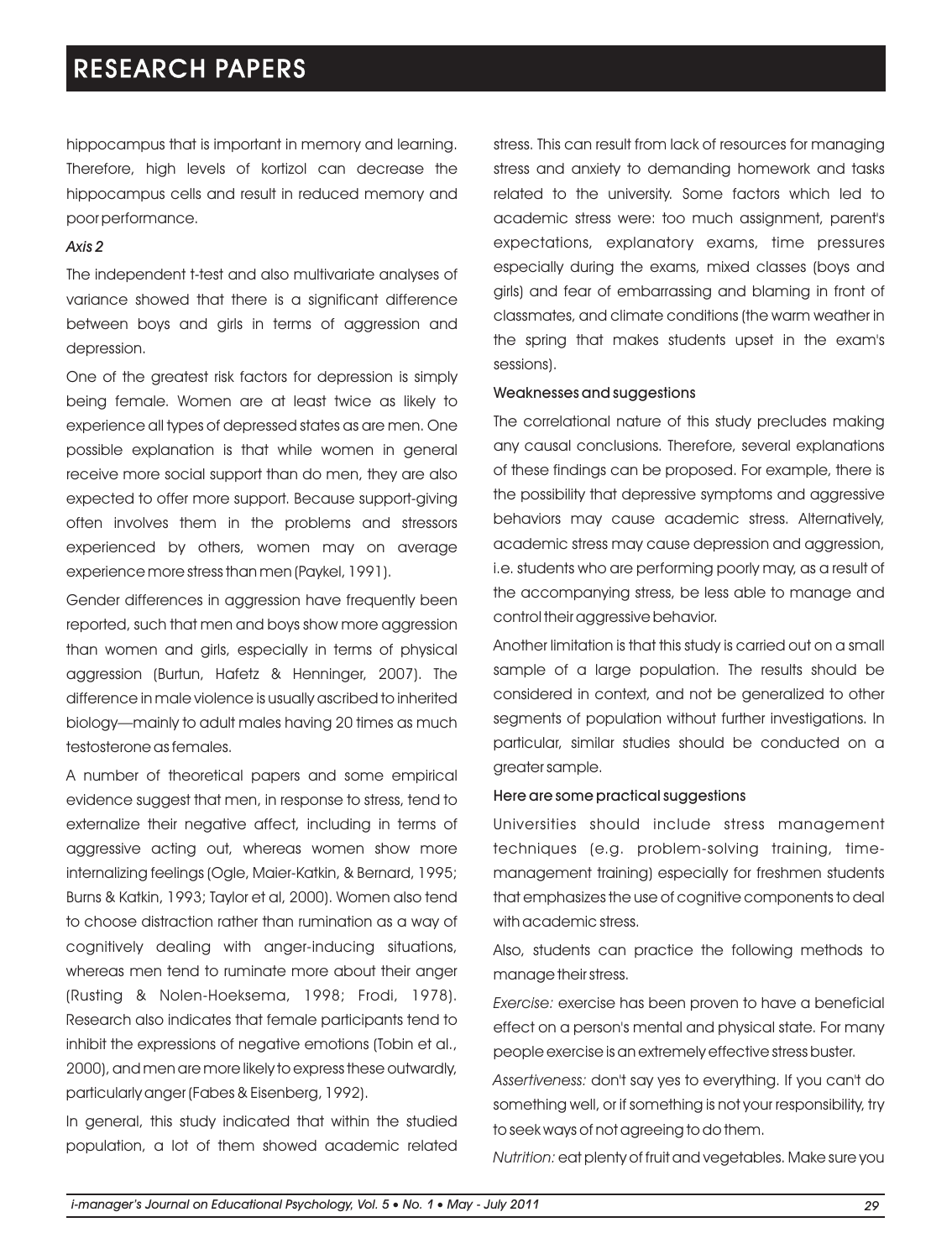hippocampus that is important in memory and learning. Therefore, high levels of kortizol can decrease the hippocampus cells and result in reduced memory and poor performance.

*Axis 2*

The independent t-test and also multivariate analyses of variance showed that there is a significant difference between boys and girls in terms of aggression and depression.

One of the greatest risk factors for depression is simply being female. Women are at least twice as likely to experience all types of depressed states as are men. One possible explanation is that while women in general receive more social support than do men, they are also expected to offer more support. Because support-giving often involves them in the problems and stressors experienced by others, women may on average experience more stress than men (Paykel, 1991).

Gender differences in aggression have frequently been reported, such that men and boys show more aggression than women and girls, especially in terms of physical aggression (Burtun, Hafetz & Henninger, 2007). The difference in male violence is usually ascribed to inherited biology—mainly to adult males having 20 times as much testosterone as females.

A number of theoretical papers and some empirical evidence suggest that men, in response to stress, tend to externalize their negative affect, including in terms of aggressive acting out, whereas women show more internalizing feelings (Ogle, Maier-Katkin, & Bernard, 1995; Burns & Katkin, 1993; Taylor et al, 2000). Women also tend to choose distraction rather than rumination as a way of cognitively dealing with anger-inducing situations, whereas men tend to ruminate more about their anger (Rusting & Nolen-Hoeksema, 1998; Frodi, 1978). Research also indicates that female participants tend to inhibit the expressions of negative emotions (Tobin et al., 2000), and men are more likely to express these outwardly, particularly anger (Fabes & Eisenberg, 1992).

In general, this study indicated that within the studied population, a lot of them showed academic related stress. This can result from lack of resources for managing stress and anxiety to demanding homework and tasks related to the university. Some factors which led to academic stress were: too much assignment, parent's expectations, explanatory exams, time pressures especially during the exams, mixed classes (boys and girls) and fear of embarrassing and blaming in front of classmates, and climate conditions (the warm weather in the spring that makes students upset in the exam's sessions).

### Weaknesses and suggestions

The correlational nature of this study precludes making any causal conclusions. Therefore, several explanations of these findings can be proposed. For example, there is the possibility that depressive symptoms and aggressive behaviors may cause academic stress. Alternatively, academic stress may cause depression and aggression, i.e. students who are performing poorly may, as a result of the accompanying stress, be less able to manage and control their aggressive behavior.

Another limitation is that this study is carried out on a small sample of a large population. The results should be considered in context, and not be generalized to other segments of population without further investigations. In particular, similar studies should be conducted on a greater sample.

### Here are some practical suggestions

Universities should include stress management techniques (e.g. problem-solving training, time-management training) especially for freshmen students that emphasizes the use of cognitive components to deal with academic stress.

Also, students can practice the following methods to manage their stress.

*Exercise:* exercise has been proven to have a beneficial effect on a person's mental and physical state. For many people exercise is an extremely effective stress buster.

*Assertiveness:* don't say yes to everything. If you can't do something well, or if something is not your responsibility, try to seek ways of not agreeing to do them.

*Nutrition:* eat plenty of fruit and vegetables. Make sure you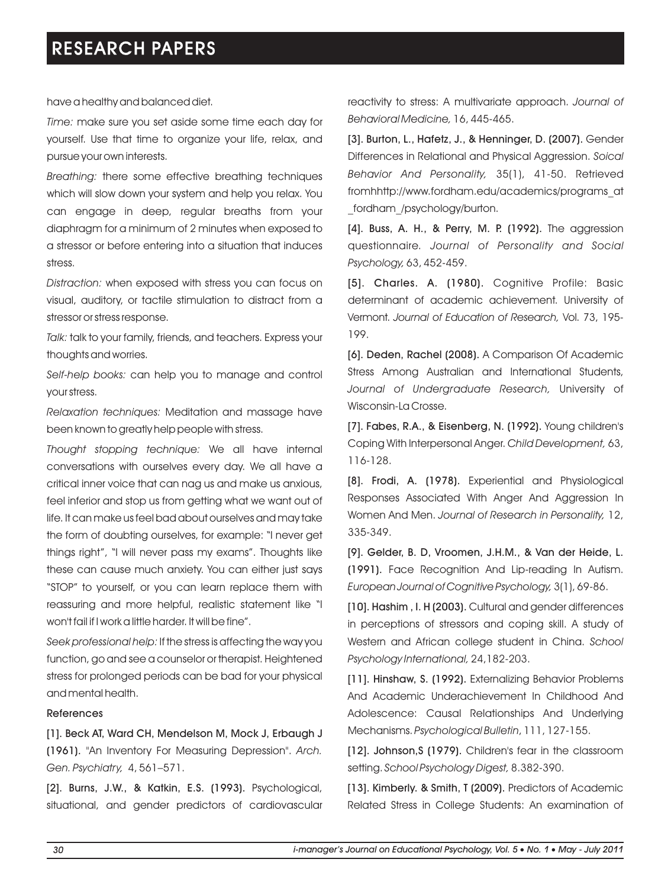have a healthy and balanced diet.

*Time:* make sure you set aside some time each day for yourself. Use that time to organize your life, relax, and pursue your own interests.

*Breathing:* there some effective breathing techniques which will slow down your system and help you relax. You can engage in deep, regular breaths from your diaphragm for a minimum of 2 minutes when exposed to a stressor or before entering into a situation that induces stress.

*Distraction:* when exposed with stress you can focus on visual, auditory, or tactile stimulation to distract from a stressor or stress response.

*Talk:* talk to your family, friends, and teachers. Express your thoughts and worries.

*Self-help books:* can help you to manage and control your stress.

*Relaxation techniques:* Meditation and massage have been known to greatly help people with stress.

*Thought stopping technique:* We all have internal conversations with ourselves every day. We all have a critical inner voice that can nag us and make us anxious, feel inferior and stop us from getting what we want out of life. It can make us feel bad about ourselves and may take the form of doubting ourselves, for example: "I never get things right", "I will never pass my exams". Thoughts like these can cause much anxiety. You can either just says "STOP" to yourself, or you can learn replace them with reassuring and more helpful, realistic statement like "I won't fail if I work a little harder. It will be fine".

*Seek professional help:* If the stress is affecting the way you function, go and see a counselor or therapist. Heightened stress for prolonged periods can be bad for your physical and mental health.

## References

**[1]. Beck AT, Ward CH, Mendelson M, Mock J, Erbaugh J (1961).** "An Inventory For Measuring Depression". *Arch. Gen. Psychiatry,* 4, 561–571.

**[2]. Burns, J.W., & Katkin, E.S. (1993).** Psychological, situational, and gender predictors of cardiovascular reactivity to stress: A multivariate approach. *Journal of Behavioral Medicine,* 16, 445-465.

**[3]. Burton, L., Hafetz, J., & Henninger, D. (2007).** Gender Differences in Relational and Physical Aggression. *Soical Behavior And Personality,* 35(1), 41-50. Retrieved fromhhttp://www.fordham.edu/academics/programs_at_fordham_/psychology/burton.

**[4]. Buss, A. H., & Perry, M. P. (1992).** The aggression questionnaire. *Journal of Personality and Social Psychology,* 63, 452-459.

**[5]. Charles. A. (1980).** Cognitive Profile: Basic determinant of academic achievement. University of Vermont. *Journal of Education of Research,* Vol. 73, 195-199.

**[6]. Deden, Rachel (2008).** A Comparison Of Academic Stress Among Australian and International Students, *Journal of Undergraduate Research,* University of Wisconsin-La Crosse.

**[7]. Fabes, R.A., & Eisenberg, N. (1992).** Young children's Coping With Interpersonal Anger. *Child Development,* 63, 116-128.

**[8]. Frodi, A. (1978).** Experiential and Physiological Responses Associated With Anger And Aggression In Women And Men. *Journal of Research in Personality,* 12, 335-349.

**[9]. Gelder, B. D, Vroomen, J.H.M., & Van der Heide, L. (1991).** Face Recognition And Lip-reading In Autism. *European Journal of Cognitive Psychology,* 3(1), 69-86.

**[10]. Hashim , I. H (2003).** Cultural and gender differences in perceptions of stressors and coping skill. A study of Western and African college student in China. *School Psychology International,* 24,182-203.

**[11]. Hinshaw, S. (1992).** Externalizing Behavior Problems And Academic Underachievement In Childhood And Adolescence: Causal Relationships And Underlying Mechanisms. *Psychological Bulletin*, 111, 127-155.

**[12]. Johnson,S (1979).** Children's fear in the classroom setting. *School Psychology Digest,* 8.382-390.

**[13]. Kimberly. & Smith, T (2009).** Predictors of Academic Related Stress in College Students: An examination of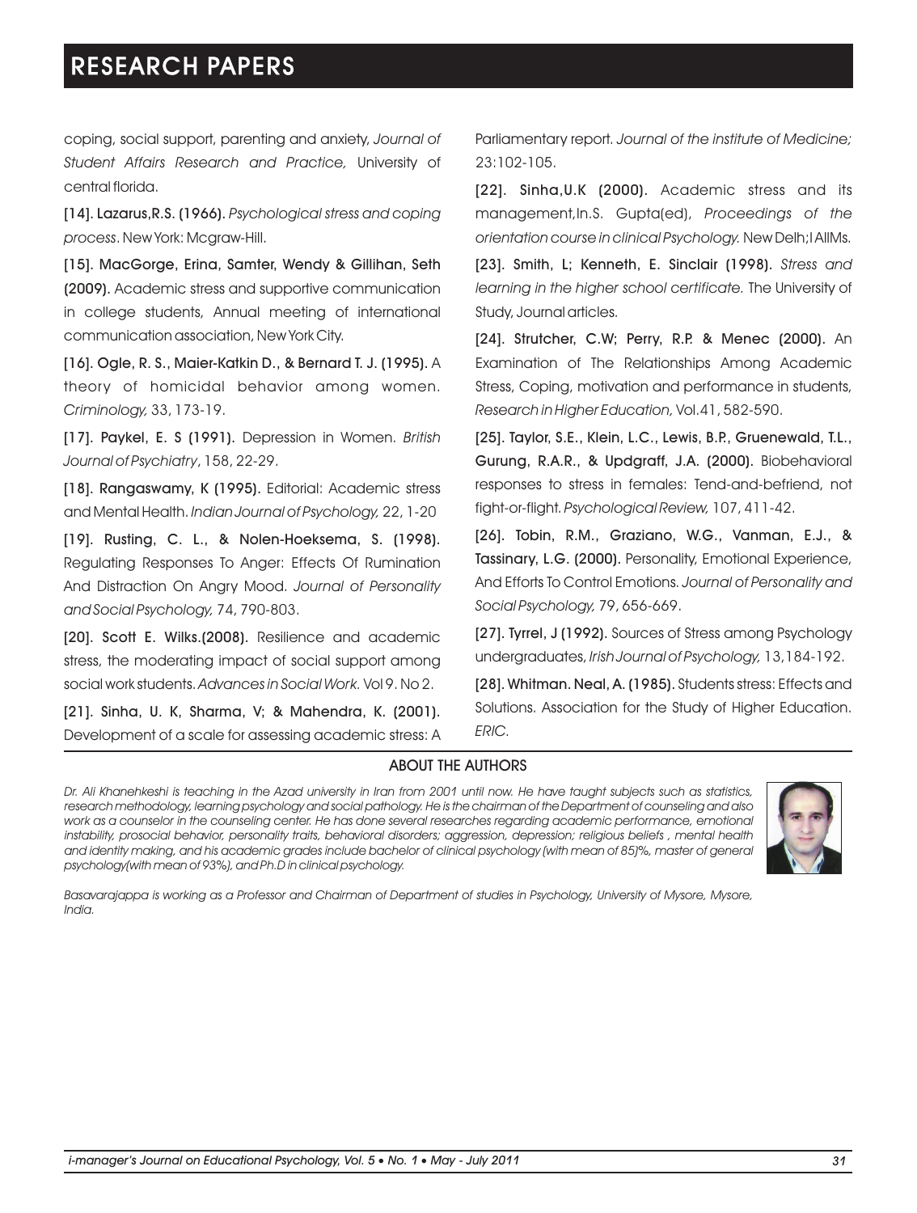coping, social support, parenting and anxiety, *Journal of Student Affairs Research and Practice,* University of central florida.

**[14]. Lazarus,R.S. (1966).** *Psychological stress and coping process*. New York: Mcgraw-Hill.

**[15]. MacGorge, Erina, Samter, Wendy & Gillihan, Seth (2009).** Academic stress and supportive communication in college students, Annual meeting of international communication association, New York City.

**[16]. Ogle, R. S., Maier-Katkin D., & Bernard T. J. (1995).** A theory of homicidal behavior among women. *Criminology,* 33, 173-19.

**[17]. Paykel, E. S (1991).** Depression in Women. *British Journal of Psychiatry*, 158, 22-29.

**[18]. Rangaswamy, K (1995).** Editorial: Academic stress and Mental Health. *Indian Journal of Psychology,* 22, 1-20

**[19]. Rusting, C. L., & Nolen-Hoeksema, S. (1998).** Regulating Responses To Anger: Effects Of Rumination And Distraction On Angry Mood. *Journal of Personality and Social Psychology,* 74, 790-803.

**[20]. Scott E. Wilks.(2008).** Resilience and academic stress, the moderating impact of social support among social work students. *Advances in Social Work.* Vol 9. No 2.

**[21]. Sinha, U. K, Sharma, V; & Mahendra, K. (2001).** Development of a scale for assessing academic stress: A Parliamentary report. *Journal of the institute of Medicine;* 23:102-105.

**[22]. Sinha,U.K (2000).** Academic stress and its management,In.S. Gupta(ed), *Proceedings of the orientation course in clinical Psychology.* New Delh;I AIIMs.

**[23]. Smith, L; Kenneth, E. Sinclair (1998).** *Stress and learning in the higher school certificate.* The University of Study, Journal articles.

**[24]. Strutcher, C.W; Perry, R.P. & Menec (2000).** An Examination of The Relationships Among Academic Stress, Coping, motivation and performance in students, *Research in Higher Education,* Vol.41, 582-590.

**[25]. Taylor, S.E., Klein, L.C., Lewis, B.P., Gruenewald, T.L., Gurung, R.A.R., & Updgraff, J.A. (2000).** Biobehavioral responses to stress in females: Tend-and-befriend, not fight-or-flight. *Psychological Review,* 107, 411-42.

**[26]. Tobin, R.M., Graziano, W.G., Vanman, E.J., & Tassinary, L.G. (2000).** Personality, Emotional Experience, And Efforts To Control Emotions. *Journal of Personality and Social Psychology,* 79, 656-669.

**[27]. Tyrrel, J (1992).** Sources of Stress among Psychology undergraduates, *Irish Journal of Psychology,* 13,184-192.

**[28]. Whitman. Neal, A. (1985).** Students stress: Effects and Solutions. Association for the Study of Higher Education. *ERIC.*

## ABOUT THE AUTHORS

*Dr. Ali Khanehkeshi is teaching in the Azad university in Iran from 2001 until now. He have taught subjects such as statistics, research methodology, learning psychology and social pathology. He is the chairman of the Department of counseling and also work as a counselor in the counseling center. He has done several researches regarding academic performance, emotional instability, prosocial behavior, personality traits, behavioral disorders; aggression, depression; religious beliefs , mental health and identity making, and his academic grades include bachelor of clinical psychology (with mean of 85)%, master of general psychology(with mean of 93%), and Ph.D in clinical psychology.*

*Basavarajappa is working as a Professor and Chairman of Department of studies in Psychology, University of Mysore, Mysore, India.*